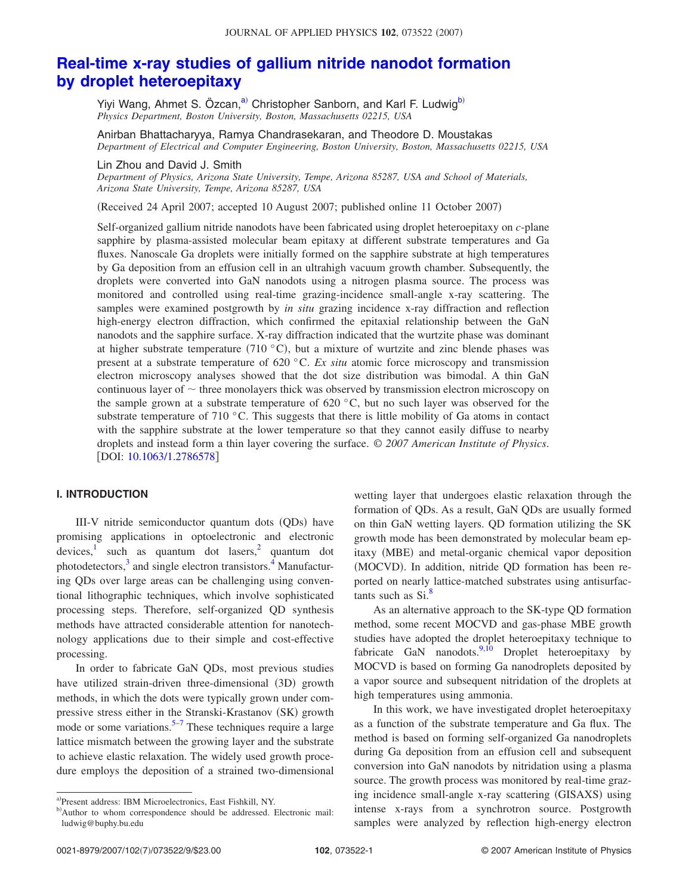# Real-time x-ray studies of gallium nitride nanodot formation by droplet heteroepitaxy

Yiyi Wang, Ahmet S. Özcan,[a] Christopher Sanborn, and Karl F. Ludwig[b]
*Physics Department, Boston University, Boston, Massachusetts 02215, USA*

Anirban Bhattacharyya, Ramya Chandrasekaran, and Theodore D. Moustakas
*Department of Electrical and Computer Engineering, Boston University, Boston, Massachusetts 02215, USA*

Lin Zhou and David J. Smith
*Department of Physics, Arizona State University, Tempe, Arizona 85287, USA and School of Materials, Arizona State University, Tempe, Arizona 85287, USA*

(Received 24 April 2007; accepted 10 August 2007; published online 11 October 2007)

Self-organized gallium nitride nanodots have been fabricated using droplet heteroepitaxy on *c*-plane sapphire by plasma-assisted molecular beam epitaxy at different substrate temperatures and Ga fluxes. Nanoscale Ga droplets were initially formed on the sapphire substrate at high temperatures by Ga deposition from an effusion cell in an ultrahigh vacuum growth chamber. Subsequently, the droplets were converted into GaN nanodots using a nitrogen plasma source. The process was monitored and controlled using real-time grazing-incidence small-angle x-ray scattering. The samples were examined postgrowth by *in situ* grazing incidence x-ray diffraction and reflection high-energy electron diffraction, which confirmed the epitaxial relationship between the GaN nanodots and the sapphire surface. X-ray diffraction indicated that the wurtzite phase was dominant at higher substrate temperature (710 °C), but a mixture of wurtzite and zinc blende phases was present at a substrate temperature of 620 °C. *Ex situ* atomic force microscopy and transmission electron microscopy analyses showed that the dot size distribution was bimodal. A thin GaN continuous layer of ~ three monolayers thick was observed by transmission electron microscopy on the sample grown at a substrate temperature of 620 °C, but no such layer was observed for the substrate temperature of 710 °C. This suggests that there is little mobility of Ga atoms in contact with the sapphire substrate at the lower temperature so that they cannot easily diffuse to nearby droplets and instead form a thin layer covering the surface. *© 2007 American Institute of Physics.* [DOI: 10.1063/1.2786578]

## I. INTRODUCTION

III-V nitride semiconductor quantum dots (QDs) have promising applications in optoelectronic and electronic devices,[1] such as quantum dot lasers,[2] quantum dot photodetectors,[3] and single electron transistors.[4] Manufacturing QDs over large areas can be challenging using conventional lithographic techniques, which involve sophisticated processing steps. Therefore, self-organized QD synthesis methods have attracted considerable attention for nanotechnology applications due to their simple and cost-effective processing.

In order to fabricate GaN QDs, most previous studies have utilized strain-driven three-dimensional (3D) growth methods, in which the dots were typically grown under compressive stress either in the Stranski-Krastanov (SK) growth mode or some variations.[5–7] These techniques require a large lattice mismatch between the growing layer and the substrate to achieve elastic relaxation. The widely used growth procedure employs the deposition of a strained two-dimensional wetting layer that undergoes elastic relaxation through the formation of QDs. As a result, GaN QDs are usually formed on thin GaN wetting layers. QD formation utilizing the SK growth mode has been demonstrated by molecular beam epitaxy (MBE) and metal-organic chemical vapor deposition (MOCVD). In addition, nitride QD formation has been reported on nearly lattice-matched substrates using antisurfactants such as Si.[8]

As an alternative approach to the SK-type QD formation method, some recent MOCVD and gas-phase MBE growth studies have adopted the droplet heteroepitaxy technique to fabricate GaN nanodots.[9,10] Droplet heteroepitaxy by MOCVD is based on forming Ga nanodroplets deposited by a vapor source and subsequent nitridation of the droplets at high temperatures using ammonia.

In this work, we have investigated droplet heteroepitaxy as a function of the substrate temperature and Ga flux. The method is based on forming self-organized Ga nanodroplets during Ga deposition from an effusion cell and subsequent conversion into GaN nanodots by nitridation using a plasma source. The growth process was monitored by real-time grazing incidence small-angle x-ray scattering (GISAXS) using intense x-rays from a synchrotron source. Postgrowth samples were analyzed by reflection high-energy electron

[a]Present address: IBM Microelectronics, East Fishkill, NY.
[b]Author to whom correspondence should be addressed. Electronic mail: ludwig@buphy.bu.edu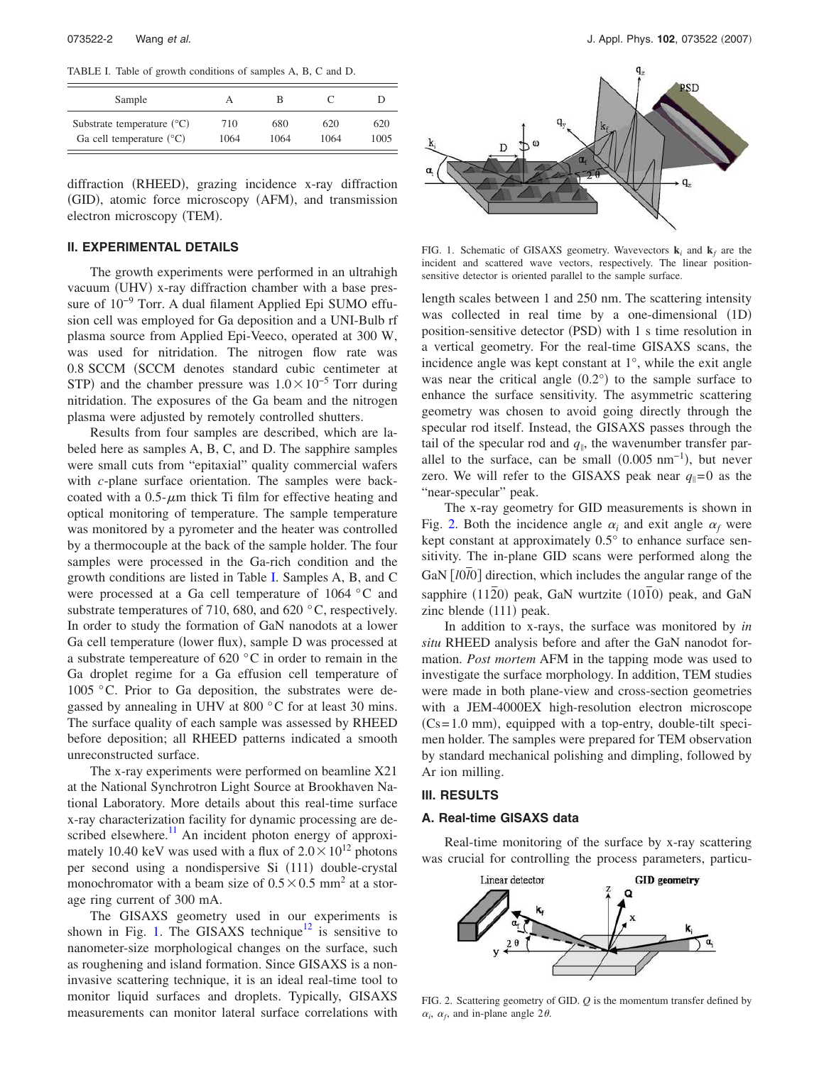TABLE I. Table of growth conditions of samples A, B, C and D.

| Sample | A | B | C | D |
|---|---|---|---|---|
| Substrate temperature (°C) | 710 | 680 | 620 | 620 |
| Ga cell temperature (°C) | 1064 | 1064 | 1064 | 1005 |

diffraction (RHEED), grazing incidence x-ray diffraction (GID), atomic force microscopy (AFM), and transmission electron microscopy (TEM).

## II. EXPERIMENTAL DETAILS

The growth experiments were performed in an ultrahigh vacuum (UHV) x-ray diffraction chamber with a base pressure of $10^{-9}$ Torr. A dual filament Applied Epi SUMO effusion cell was employed for Ga deposition and a UNI-Bulb rf plasma source from Applied Epi-Veeco, operated at 300 W, was used for nitridation. The nitrogen flow rate was 0.8 SCCM (SCCM denotes standard cubic centimeter at STP) and the chamber pressure was $1.0\times10^{-5}$ Torr during nitridation. The exposures of the Ga beam and the nitrogen plasma were adjusted by remotely controlled shutters.

Results from four samples are described, which are labeled here as samples A, B, C, and D. The sapphire samples were small cuts from "epitaxial" quality commercial wafers with *c*-plane surface orientation. The samples were backcoated with a 0.5-$\mu$m thick Ti film for effective heating and optical monitoring of temperature. The sample temperature was monitored by a pyrometer and the heater was controlled by a thermocouple at the back of the sample holder. The four samples were processed in the Ga-rich condition and the growth conditions are listed in Table I. Samples A, B, and C were processed at a Ga cell temperature of 1064 °C and substrate temperatures of 710, 680, and 620 °C, respectively. In order to study the formation of GaN nanodots at a lower Ga cell temperature (lower flux), sample D was processed at a substrate tempereature of 620 °C in order to remain in the Ga droplet regime for a Ga effusion cell temperature of 1005 °C. Prior to Ga deposition, the substrates were degassed by annealing in UHV at 800 °C for at least 30 mins. The surface quality of each sample was assessed by RHEED before deposition; all RHEED patterns indicated a smooth unreconstructed surface.

The x-ray experiments were performed on beamline X21 at the National Synchrotron Light Source at Brookhaven National Laboratory. More details about this real-time surface x-ray characterization facility for dynamic processing are described elsewhere.[11] An incident photon energy of approximately 10.40 keV was used with a flux of $2.0\times10^{12}$ photons per second using a nondispersive Si (111) double-crystal monochromator with a beam size of $0.5\times0.5$ mm$^2$ at a storage ring current of 300 mA.

The GISAXS geometry used in our experiments is shown in Fig. 1. The GISAXS technique[12] is sensitive to nanometer-size morphological changes on the surface, such as roughening and island formation. Since GISAXS is a noninvasive scattering technique, it is an ideal real-time tool to monitor liquid surfaces and droplets. Typically, GISAXS measurements can monitor lateral surface correlations with length scales between 1 and 250 nm. The scattering intensity was collected in real time by a one-dimensional (1D) position-sensitive detector (PSD) with 1 s time resolution in a vertical geometry. For the real-time GISAXS scans, the incidence angle was kept constant at 1°, while the exit angle was near the critical angle (0.2°) to the sample surface to enhance the surface sensitivity. The asymmetric scattering geometry was chosen to avoid going directly through the specular rod itself. Instead, the GISAXS passes through the tail of the specular rod and $q_{\parallel}$, the wavenumber transfer parallel to the surface, can be small (0.005 nm$^{-1}$), but never zero. We will refer to the GISAXS peak near $q_{\parallel}=0$ as the "near-specular" peak.

FIG. 1. Schematic of GISAXS geometry. Wavevectors $\mathbf{k}_i$ and $\mathbf{k}_f$ are the incident and scattered wave vectors, respectively. The linear position-sensitive detector is oriented parallel to the sample surface.

The x-ray geometry for GID measurements is shown in Fig. 2. Both the incidence angle $\alpha_i$ and exit angle $\alpha_f$ were kept constant at approximately 0.5° to enhance surface sensitivity. The in-plane GID scans were performed along the GaN $[l0\bar{l}0]$ direction, which includes the angular range of the sapphire $(11\bar{2}0)$ peak, GaN wurtzite $(10\bar{1}0)$ peak, and GaN zinc blende (111) peak.

In addition to x-rays, the surface was monitored by *in situ* RHEED analysis before and after the GaN nanodot formation. *Post mortem* AFM in the tapping mode was used to investigate the surface morphology. In addition, TEM studies were made in both plane-view and cross-section geometries with a JEM-4000EX high-resolution electron microscope (Cs=1.0 mm), equipped with a top-entry, double-tilt specimen holder. The samples were prepared for TEM observation by standard mechanical polishing and dimpling, followed by Ar ion milling.

## III. RESULTS

### A. Real-time GISAXS data

Real-time monitoring of the surface by x-ray scattering was crucial for controlling the process parameters, particu-

FIG. 2. Scattering geometry of GID. $Q$ is the momentum transfer defined by $\alpha_i$, $\alpha_f$, and in-plane angle $2\theta$.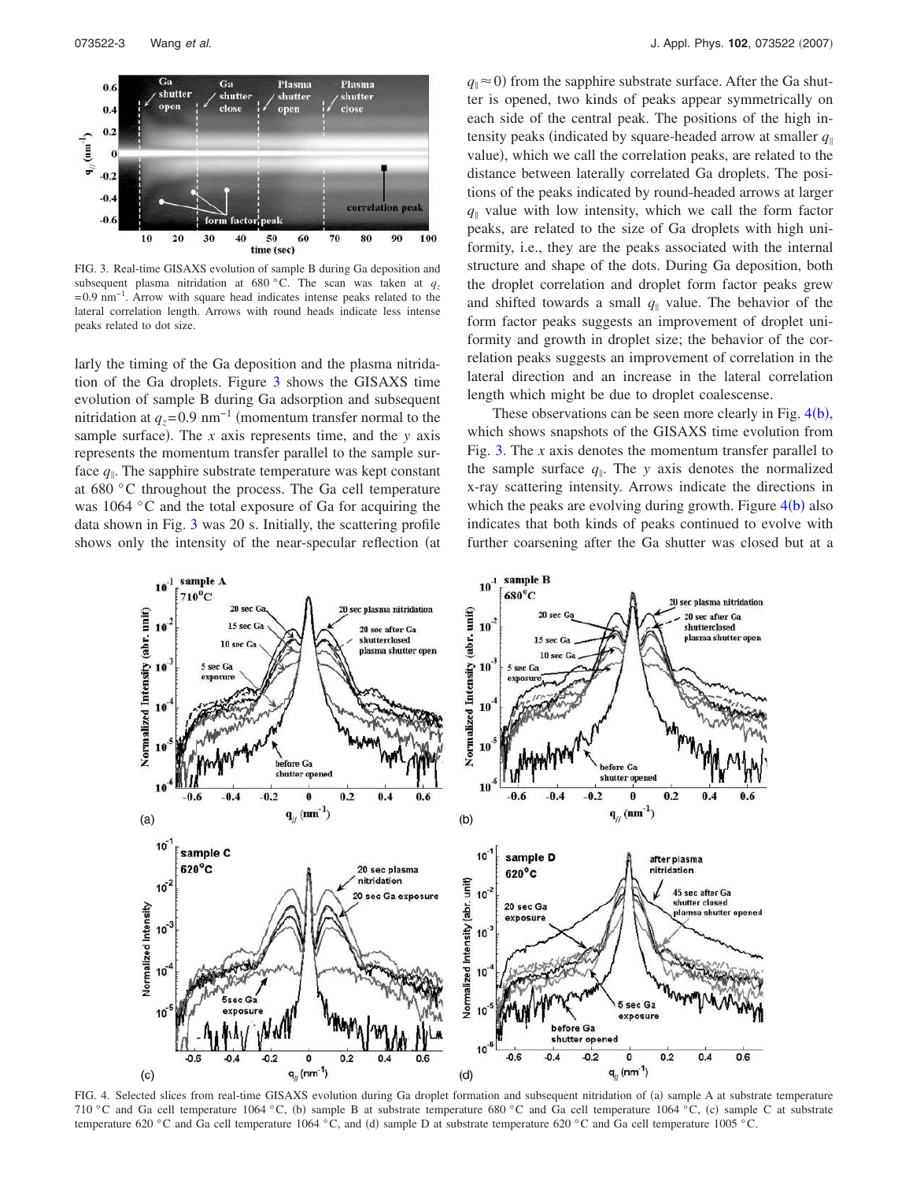FIG. 3. Real-time GISAXS evolution of sample B during Ga deposition and subsequent plasma nitridation at 680 °C. The scan was taken at $q_z = 0.9\ \text{nm}^{-1}$. Arrow with square head indicates intense peaks related to the lateral correlation length. Arrows with round heads indicate less intense peaks related to dot size.

larly the timing of the Ga deposition and the plasma nitridation of the Ga droplets. Figure 3 shows the GISAXS time evolution of sample B during Ga adsorption and subsequent nitridation at $q_z = 0.9\ \text{nm}^{-1}$ (momentum transfer normal to the sample surface). The $x$ axis represents time, and the $y$ axis represents the momentum transfer parallel to the sample surface $q_\parallel$. The sapphire substrate temperature was kept constant at 680 °C throughout the process. The Ga cell temperature was 1064 °C and the total exposure of Ga for acquiring the data shown in Fig. 3 was 20 s. Initially, the scattering profile shows only the intensity of the near-specular reflection (at $q_\parallel \approx 0$) from the sapphire substrate surface. After the Ga shutter is opened, two kinds of peaks appear symmetrically on each side of the central peak. The positions of the high intensity peaks (indicated by square-headed arrow at smaller $q_\parallel$ value), which we call the correlation peaks, are related to the distance between laterally correlated Ga droplets. The positions of the peaks indicated by round-headed arrows at larger $q_\parallel$ value with low intensity, which we call the form factor peaks, are related to the size of Ga droplets with high uniformity, i.e., they are the peaks associated with the internal structure and shape of the dots. During Ga deposition, both the droplet correlation and droplet form factor peaks grew and shifted towards a small $q_\parallel$ value. The behavior of the form factor peaks suggests an improvement of droplet uniformity and growth in droplet size; the behavior of the correlation peaks suggests an improvement of correlation in the lateral direction and an increase in the lateral correlation length which might be due to droplet coalescense.

These observations can be seen more clearly in Fig. 4(b), which shows snapshots of the GISAXS time evolution from Fig. 3. The $x$ axis denotes the momentum transfer parallel to the sample surface $q_\parallel$. The $y$ axis denotes the normalized x-ray scattering intensity. Arrows indicate the directions in which the peaks are evolving during growth. Figure 4(b) also indicates that both kinds of peaks continued to evolve with further coarsening after the Ga shutter was closed but at a

FIG. 4. Selected slices from real-time GISAXS evolution during Ga droplet formation and subsequent nitridation of (a) sample A at substrate temperature 710 °C and Ga cell temperature 1064 °C, (b) sample B at substrate temperature 680 °C and Ga cell temperature 1064 °C, (c) sample C at substrate temperature 620 °C and Ga cell temperature 1064 °C, and (d) sample D at substrate temperature 620 °C and Ga cell temperature 1005 °C.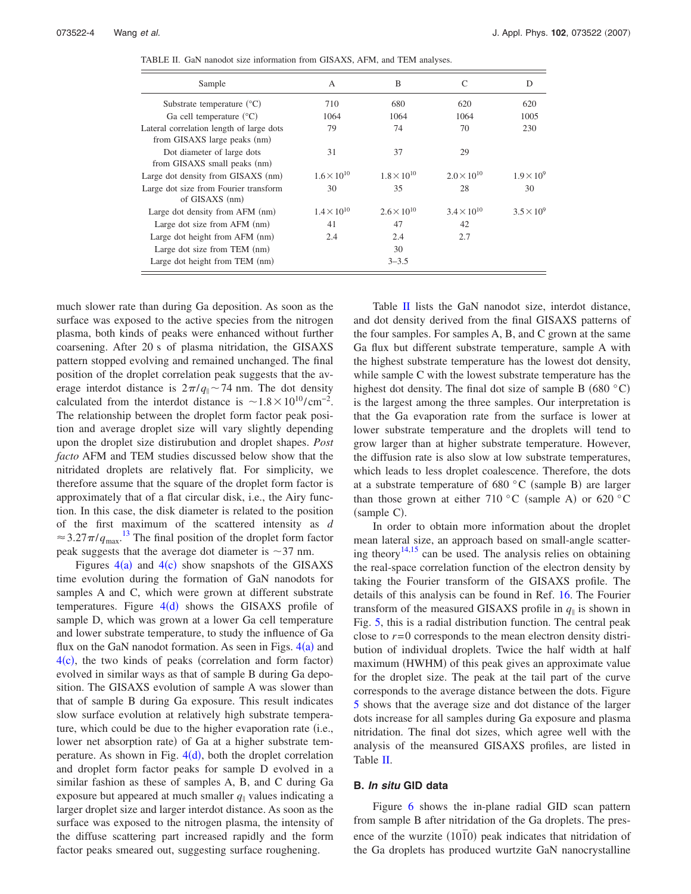TABLE II. GaN nanodot size information from GISAXS, AFM, and TEM analyses.

| Sample | A | B | C | D |
|---|---|---|---|---|
| Substrate temperature (°C) | 710 | 680 | 620 | 620 |
| Ga cell temperature (°C) | 1064 | 1064 | 1064 | 1005 |
| Lateral correlation length of large dots from GISAXS large peaks (nm) | 79 | 74 | 70 | 230 |
| Dot diameter of large dots from GISAXS small peaks (nm) | 31 | 37 | 29 | |
| Large dot density from GISAXS (nm) | $1.6\times10^{10}$ | $1.8\times10^{10}$ | $2.0\times10^{10}$ | $1.9\times10^{9}$ |
| Large dot size from Fourier transform of GISAXS (nm) | 30 | 35 | 28 | 30 |
| Large dot density from AFM (nm) | $1.4\times10^{10}$ | $2.6\times10^{10}$ | $3.4\times10^{10}$ | $3.5\times10^{9}$ |
| Large dot size from AFM (nm) | 41 | 47 | 42 | |
| Large dot height from AFM (nm) | 2.4 | 2.4 | 2.7 | |
| Large dot size from TEM (nm) | | 30 | | |
| Large dot height from TEM (nm) | | 3–3.5 | | |

much slower rate than during Ga deposition. As soon as the surface was exposed to the active species from the nitrogen plasma, both kinds of peaks were enhanced without further coarsening. After 20 s of plasma nitridation, the GISAXS pattern stopped evolving and remained unchanged. The final position of the droplet correlation peak suggests that the average interdot distance is $2\pi/q_{\parallel}\sim 74$ nm. The dot density calculated from the interdot distance is $\sim 1.8\times10^{10}/\text{cm}^{-2}$. The relationship between the droplet form factor peak position and average droplet size will vary slightly depending upon the droplet size distirubution and droplet shapes. *Post facto* AFM and TEM studies discussed below show that the nitridated droplets are relatively flat. For simplicity, we therefore assume that the square of the droplet form factor is approximately that of a flat circular disk, i.e., the Airy function. In this case, the disk diameter is related to the position of the first maximum of the scattered intensity as $d \approx 3.27\pi/q_{\max}$.[13] The final position of the droplet form factor peak suggests that the average dot diameter is ~37 nm.

Figures 4(a) and 4(c) show snapshots of the GISAXS time evolution during the formation of GaN nanodots for samples A and C, which were grown at different substrate temperatures. Figure 4(d) shows the GISAXS profile of sample D, which was grown at a lower Ga cell temperature and lower substrate temperature, to study the influence of Ga flux on the GaN nanodot formation. As seen in Figs. 4(a) and 4(c), the two kinds of peaks (correlation and form factor) evolved in similar ways as that of sample B during Ga deposition. The GISAXS evolution of sample A was slower than that of sample B during Ga exposure. This result indicates slow surface evolution at relatively high substrate temperature, which could be due to the higher evaporation rate (i.e., lower net absorption rate) of Ga at a higher substrate temperature. As shown in Fig. 4(d), both the droplet correlation and droplet form factor peaks for sample D evolved in a similar fashion as these of samples A, B, and C during Ga exposure but appeared at much smaller $q_{\parallel}$ values indicating a larger droplet size and larger interdot distance. As soon as the surface was exposed to the nitrogen plasma, the intensity of the diffuse scattering part increased rapidly and the form factor peaks smeared out, suggesting surface roughening.

Table II lists the GaN nanodot size, interdot distance, and dot density derived from the final GISAXS patterns of the four samples. For samples A, B, and C grown at the same Ga flux but different substrate temperature, sample A with the highest substrate temperature has the lowest dot density, while sample C with the lowest substrate temperature has the highest dot density. The final dot size of sample B (680 °C) is the largest among the three samples. Our interpretation is that the Ga evaporation rate from the surface is lower at lower substrate temperature and the droplets will tend to grow larger than at higher substrate temperature. However, the diffusion rate is also slow at low substrate temperatures, which leads to less droplet coalescence. Therefore, the dots at a substrate temperature of 680 °C (sample B) are larger than those grown at either 710 °C (sample A) or 620 °C (sample C).

In order to obtain more information about the droplet mean lateral size, an approach based on small-angle scattering theory[14,15] can be used. The analysis relies on obtaining the real-space correlation function of the electron density by taking the Fourier transform of the GISAXS profile. The details of this analysis can be found in Ref. 16. The Fourier transform of the measured GISAXS profile in $q_{\parallel}$ is shown in Fig. 5, this is a radial distribution function. The central peak close to $r=0$ corresponds to the mean electron density distribution of individual droplets. Twice the half width at half maximum (HWHM) of this peak gives an approximate value for the droplet size. The peak at the tail part of the curve corresponds to the average distance between the dots. Figure 5 shows that the average size and dot distance of the larger dots increase for all samples during Ga exposure and plasma nitridation. The final dot sizes, which agree well with the analysis of the meansured GISAXS profiles, are listed in Table II.

### B. *In situ* GID data

Figure 6 shows the in-plane radial GID scan pattern from sample B after nitridation of the Ga droplets. The presence of the wurzite $(10\bar{1}0)$ peak indicates that nitridation of the Ga droplets has produced wurtzite GaN nanocrystalline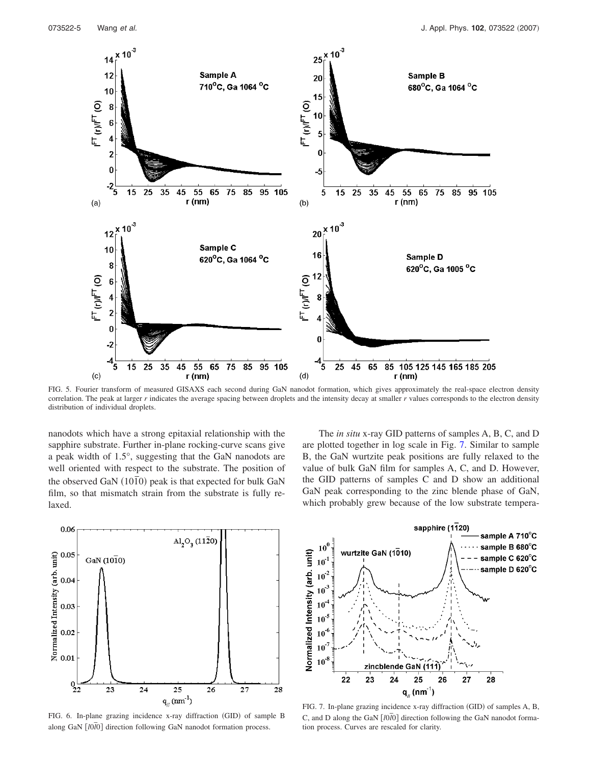FIG. 5. Fourier transform of measured GISAXS each second during GaN nanodot formation, which gives approximately the real-space electron density correlation. The peak at larger $r$ indicates the average spacing between droplets and the intensity decay at smaller $r$ values corresponds to the electron density distribution of individual droplets.

nanodots which have a strong epitaxial relationship with the sapphire substrate. Further in-plane rocking-curve scans give a peak width of 1.5°, suggesting that the GaN nanodots are well oriented with respect to the substrate. The position of the observed GaN $(10\bar{1}0)$ peak is that expected for bulk GaN film, so that mismatch strain from the substrate is fully relaxed.

FIG. 6. In-plane grazing incidence x-ray diffraction (GID) of sample B along GaN $[l0\bar{l}0]$ direction following GaN nanodot formation process.

The *in situ* x-ray GID patterns of samples A, B, C, and D are plotted together in log scale in Fig. 7. Similar to sample B, the GaN wurtzite peak positions are fully relaxed to the value of bulk GaN film for samples A, C, and D. However, the GID patterns of samples C and D show an additional GaN peak corresponding to the zinc blende phase of GaN, which probably grew because of the low substrate tempera-

FIG. 7. In-plane grazing incidence x-ray diffraction (GID) of samples A, B, C, and D along the GaN $[l0\bar{l}0]$ direction following the GaN nanodot formation process. Curves are rescaled for clarity.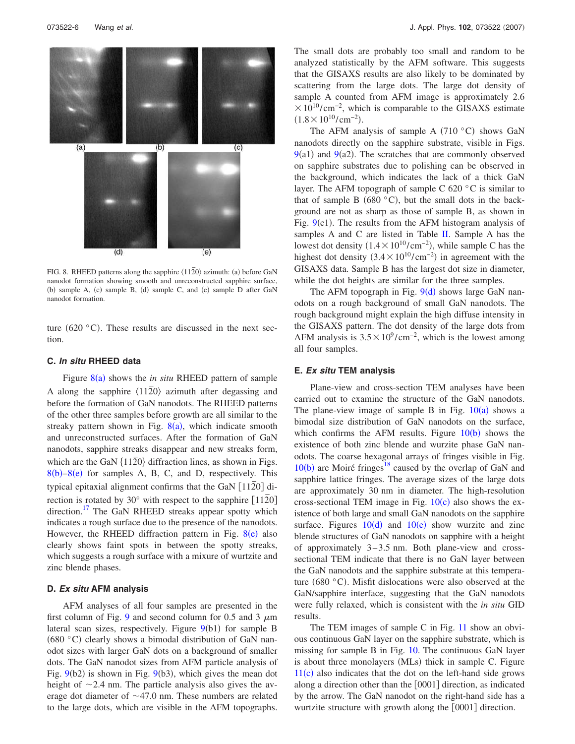FIG. 8. RHEED patterns along the sapphire $\langle 11\bar{2}0\rangle$ azimuth: (a) before GaN nanodot formation showing smooth and unreconstructed sapphire surface, (b) sample A, (c) sample B, (d) sample C, and (e) sample D after GaN nanodot formation.

ture (620 °C). These results are discussed in the next section.

### C. *In situ* RHEED data

Figure 8(a) shows the *in situ* RHEED pattern of sample A along the sapphire $\langle 11\bar{2}0\rangle$ azimuth after degassing and before the formation of GaN nanodots. The RHEED patterns of the other three samples before growth are all similar to the streaky pattern shown in Fig. 8(a), which indicate smooth and unreconstructed surfaces. After the formation of GaN nanodots, sapphire streaks disappear and new streaks form, which are the GaN $\{11\bar{2}0\}$ diffraction lines, as shown in Figs. 8(b)–8(e) for samples A, B, C, and D, respectively. This typical epitaxial alignment confirms that the GaN $[11\bar{2}0]$ direction is rotated by 30° with respect to the sapphire $[11\bar{2}0]$ direction.[17] The GaN RHEED streaks appear spotty which indicates a rough surface due to the presence of the nanodots. However, the RHEED diffraction pattern in Fig. 8(e) also clearly shows faint spots in between the spotty streaks, which suggests a rough surface with a mixture of wurtzite and zinc blende phases.

### D. *Ex situ* AFM analysis

AFM analyses of all four samples are presented in the first column of Fig. 9 and second column for 0.5 and 3 $\mu$m lateral scan sizes, respectively. Figure 9(b1) for sample B (680 °C) clearly shows a bimodal distribution of GaN nanodot sizes with larger GaN dots on a background of smaller dots. The GaN nanodot sizes from AFM particle analysis of Fig. 9(b2) is shown in Fig. 9(b3), which gives the mean dot height of ~2.4 nm. The particle analysis also gives the average dot diameter of ~47.0 nm. These numbers are related to the large dots, which are visible in the AFM topographs. The small dots are probably too small and random to be analyzed statistically by the AFM software. This suggests that the GISAXS results are also likely to be dominated by scattering from the large dots. The large dot density of sample A counted from AFM image is approximately $2.6\times10^{10}/\text{cm}^{-2}$, which is comparable to the GISAXS estimate $(1.8\times10^{10}/\text{cm}^{-2})$.

The AFM analysis of sample A (710 °C) shows GaN nanodots directly on the sapphire substrate, visible in Figs. 9(a1) and 9(a2). The scratches that are commonly observed on sapphire substrates due to polishing can be observed in the background, which indicates the lack of a thick GaN layer. The AFM topograph of sample C 620 °C is similar to that of sample B (680 °C), but the small dots in the background are not as sharp as those of sample B, as shown in Fig. 9(c1). The results from the AFM histogram analysis of samples A and C are listed in Table II. Sample A has the lowest dot density $(1.4\times10^{10}/\text{cm}^{-2})$, while sample C has the highest dot density $(3.4\times10^{10}/\text{cm}^{-2})$ in agreement with the GISAXS data. Sample B has the largest dot size in diameter, while the dot heights are similar for the three samples.

The AFM topograph in Fig. 9(d) shows large GaN nanodots on a rough background of small GaN nanodots. The rough background might explain the high diffuse intensity in the GISAXS pattern. The dot density of the large dots from AFM analysis is $3.5\times10^{9}/\text{cm}^{-2}$, which is the lowest among all four samples.

### E. *Ex situ* TEM analysis

Plane-view and cross-section TEM analyses have been carried out to examine the structure of the GaN nanodots. The plane-view image of sample B in Fig. 10(a) shows a bimodal size distribution of GaN nanodots on the surface, which confirms the AFM results. Figure 10(b) shows the existence of both zinc blende and wurzite phase GaN nanodots. The coarse hexagonal arrays of fringes visible in Fig. 10(b) are Moiré fringes[18] caused by the overlap of GaN and sapphire lattice fringes. The average sizes of the large dots are approximately 30 nm in diameter. The high-resolution cross-sectional TEM image in Fig. 10(c) also shows the existence of both large and small GaN nanodots on the sapphire surface. Figures 10(d) and 10(e) show wurzite and zinc blende structures of GaN nanodots on sapphire with a height of approximately 3–3.5 nm. Both plane-view and cross-sectional TEM indicate that there is no GaN layer between the GaN nanodots and the sapphire substrate at this temperature (680 °C). Misfit dislocations were also observed at the GaN/sapphire interface, suggesting that the GaN nanodots were fully relaxed, which is consistent with the *in situ* GID results.

The TEM images of sample C in Fig. 11 show an obvious continuous GaN layer on the sapphire substrate, which is missing for sample B in Fig. 10. The continuous GaN layer is about three monolayers (MLs) thick in sample C. Figure 11(c) also indicates that the dot on the left-hand side grows along a direction other than the [0001] direction, as indicated by the arrow. The GaN nanodot on the right-hand side has a wurtzite structure with growth along the [0001] direction.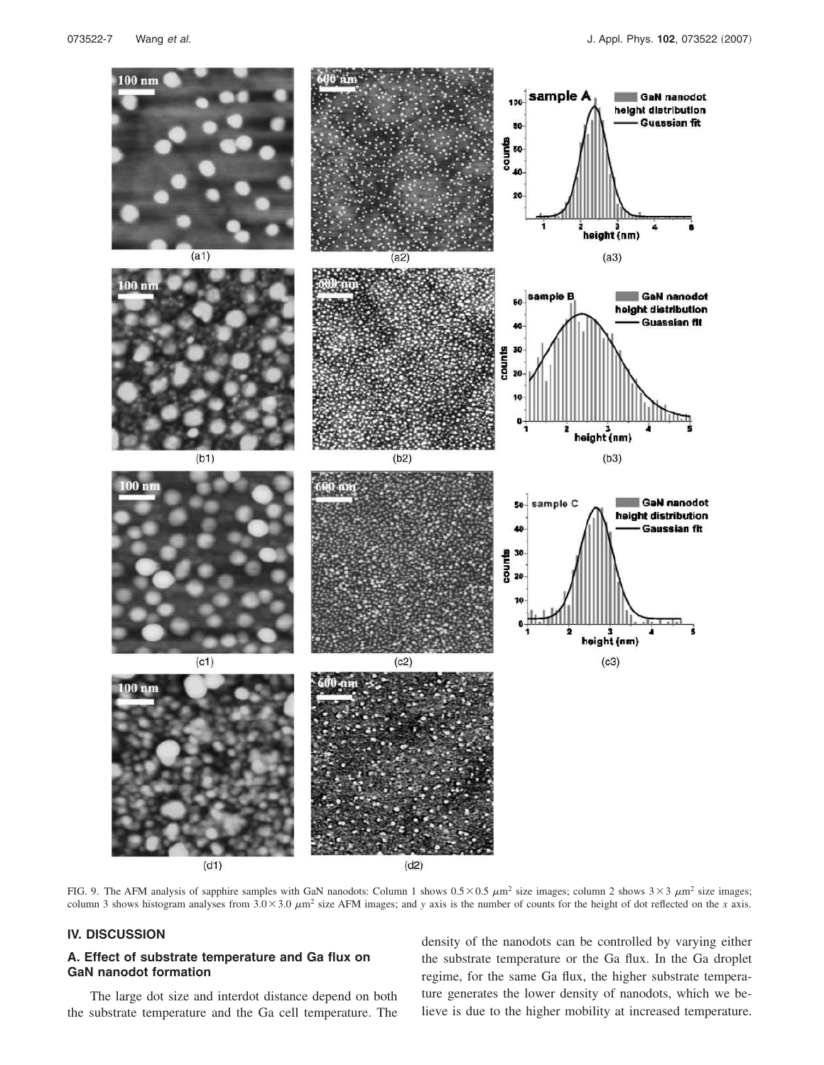FIG. 9. The AFM analysis of sapphire samples with GaN nanodots: Column 1 shows $0.5\times0.5$ $\mu m^2$ size images; column 2 shows $3\times3$ $\mu m^2$ size images; column 3 shows histogram analyses from $3.0\times3.0$ $\mu m^2$ size AFM images; and $y$ axis is the number of counts for the height of dot reflected on the $x$ axis.

## IV. DISCUSSION

### A. Effect of substrate temperature and Ga flux on GaN nanodot formation

The large dot size and interdot distance depend on both the substrate temperature and the Ga cell temperature. The density of the nanodots can be controlled by varying either the substrate temperature or the Ga flux. In the Ga droplet regime, for the same Ga flux, the higher substrate temperature generates the lower density of nanodots, which we believe is due to the higher mobility at increased temperature.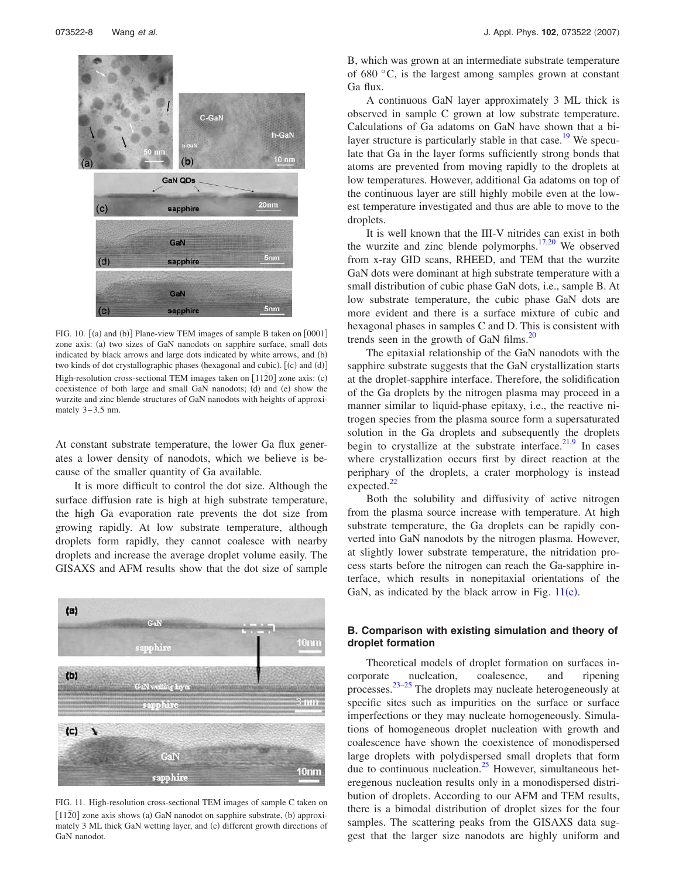FIG. 10. [(a) and (b)] Plane-view TEM images of sample B taken on [0001] zone axis: (a) two sizes of GaN nanodots on sapphire surface, small dots indicated by black arrows and large dots indicated by white arrows, and (b) two kinds of dot crystallographic phases (hexagonal and cubic). [(c) and (d)] High-resolution cross-sectional TEM images taken on $[11\bar{2}0]$ zone axis: (c) coexistence of both large and small GaN nanodots; (d) and (e) show the wurzite and zinc blende structures of GaN nanodots with heights of approximately 3–3.5 nm.

At constant substrate temperature, the lower Ga flux generates a lower density of nanodots, which we believe is because of the smaller quantity of Ga available.

It is more difficult to control the dot size. Although the surface diffusion rate is high at high substrate temperature, the high Ga evaporation rate prevents the dot size from growing rapidly. At low substrate temperature, although droplets form rapidly, they cannot coalesce with nearby droplets and increase the average droplet volume easily. The GISAXS and AFM results show that the dot size of sample B, which was grown at an intermediate substrate temperature of 680 °C, is the largest among samples grown at constant Ga flux.

FIG. 11. High-resolution cross-sectional TEM images of sample C taken on $[11\bar{2}0]$ zone axis shows (a) GaN nanodot on sapphire substrate, (b) approximately 3 ML thick GaN wetting layer, and (c) different growth directions of GaN nanodot.

A continuous GaN layer approximately 3 ML thick is observed in sample C grown at low substrate temperature. Calculations of Ga adatoms on GaN have shown that a bilayer structure is particularly stable in that case.[19] We speculate that Ga in the layer forms sufficiently strong bonds that atoms are prevented from moving rapidly to the droplets at low temperatures. However, additional Ga adatoms on top of the continuous layer are still highly mobile even at the lowest temperature investigated and thus are able to move to the droplets.

It is well known that the III-V nitrides can exist in both the wurzite and zinc blende polymorphs.[17,20] We observed from x-ray GID scans, RHEED, and TEM that the wurzite GaN dots were dominant at high substrate temperature with a small distribution of cubic phase GaN dots, i.e., sample B. At low substrate temperature, the cubic phase GaN dots are more evident and there is a surface mixture of cubic and hexagonal phases in samples C and D. This is consistent with trends seen in the growth of GaN films.[20]

The epitaxial relationship of the GaN nanodots with the sapphire substrate suggests that the GaN crystallization starts at the droplet-sapphire interface. Therefore, the solidification of the Ga droplets by the nitrogen plasma may proceed in a manner similar to liquid-phase epitaxy, i.e., the reactive nitrogen species from the plasma source form a supersaturated solution in the Ga droplets and subsequently the droplets begin to crystallize at the substrate interface.[21,9] In cases where crystallization occurs first by direct reaction at the periphary of the droplets, a crater morphology is instead expected.[22]

Both the solubility and diffusivity of active nitrogen from the plasma source increase with temperature. At high substrate temperature, the Ga droplets can be rapidly converted into GaN nanodots by the nitrogen plasma. However, at slightly lower substrate temperature, the nitridation process starts before the nitrogen can reach the Ga-sapphire interface, which results in nonepitaxial orientations of the GaN, as indicated by the black arrow in Fig. 11(c).

## B. Comparison with existing simulation and theory of droplet formation

Theoretical models of droplet formation on surfaces incorporate nucleation, coalescence, and ripening processes.[23–25] The droplets may nucleate heterogeneously at specific sites such as impurities on the surface or surface imperfections or they may nucleate homogeneously. Simulations of homogeneous droplet nucleation with growth and coalescence have shown the coexistence of monodispersed large droplets with polydispersed small droplets that form due to continuous nucleation.[25] However, simultaneous heteregenous nucleation results only in a monodispersed distribution of droplets. According to our AFM and TEM results, there is a bimodal distribution of droplet sizes for the four samples. The scattering peaks from the GISAXS data suggest that the larger size nanodots are highly uniform and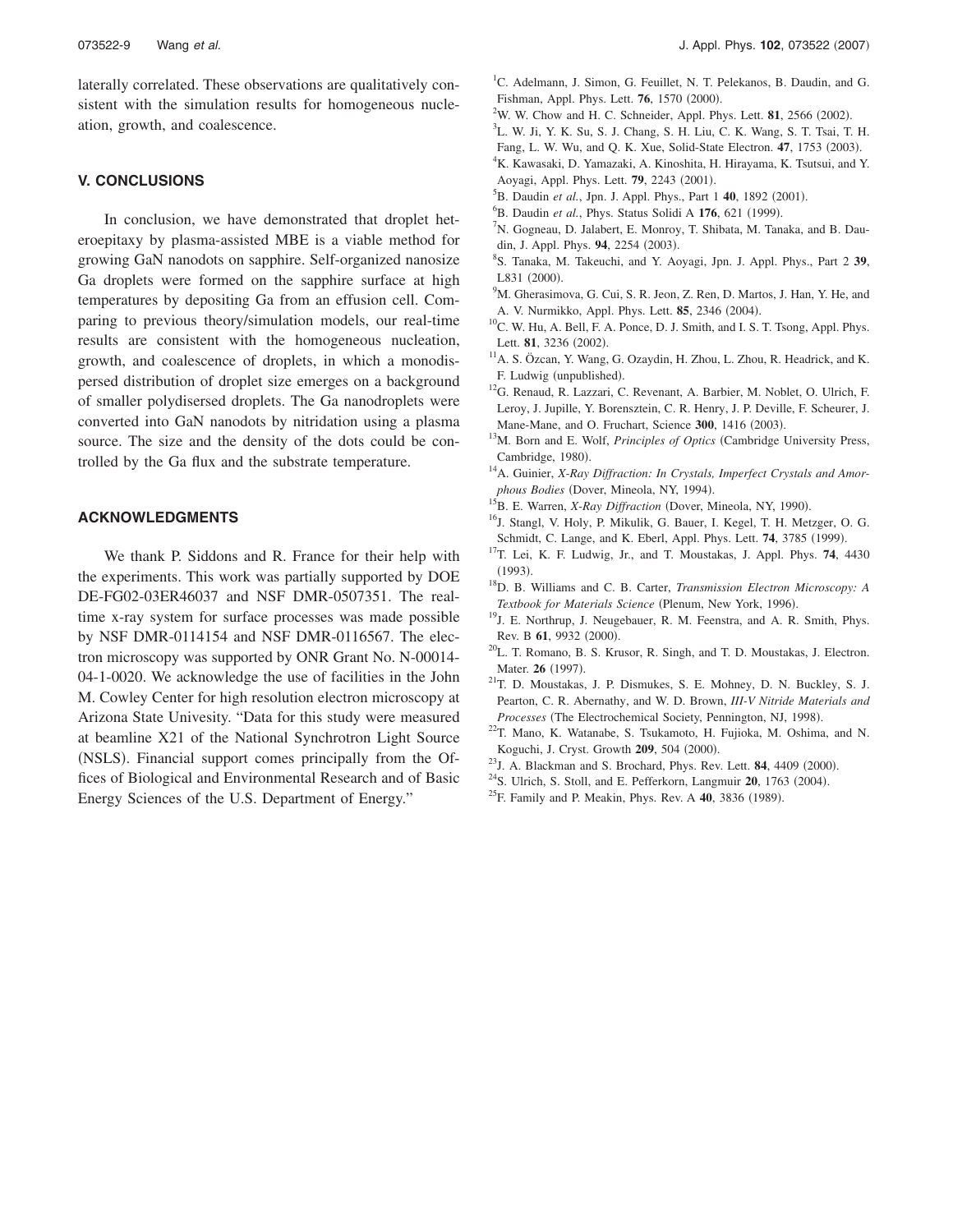laterally correlated. These observations are qualitatively consistent with the simulation results for homogeneous nucleation, growth, and coalescence.

## V. CONCLUSIONS

In conclusion, we have demonstrated that droplet heteroepitaxy by plasma-assisted MBE is a viable method for growing GaN nanodots on sapphire. Self-organized nanosize Ga droplets were formed on the sapphire surface at high temperatures by depositing Ga from an effusion cell. Comparing to previous theory/simulation models, our real-time results are consistent with the homogeneous nucleation, growth, and coalescence of droplets, in which a monodispersed distribution of droplet size emerges on a background of smaller polydisersed droplets. The Ga nanodroplets were converted into GaN nanodots by nitridation using a plasma source. The size and the density of the dots could be controlled by the Ga flux and the substrate temperature.

## ACKNOWLEDGMENTS

We thank P. Siddons and R. France for their help with the experiments. This work was partially supported by DOE DE-FG02-03ER46037 and NSF DMR-0507351. The real-time x-ray system for surface processes was made possible by NSF DMR-0114154 and NSF DMR-0116567. The electron microscopy was supported by ONR Grant No. N-00014-04-1-0020. We acknowledge the use of facilities in the John M. Cowley Center for high resolution electron microscopy at Arizona State Univesity. "Data for this study were measured at beamline X21 of the National Synchrotron Light Source (NSLS). Financial support comes principally from the Offices of Biological and Environmental Research and of Basic Energy Sciences of the U.S. Department of Energy."

[1] C. Adelmann, J. Simon, G. Feuillet, N. T. Pelekanos, B. Daudin, and G. Fishman, Appl. Phys. Lett. **76**, 1570 (2000).

[2] W. W. Chow and H. C. Schneider, Appl. Phys. Lett. **81**, 2566 (2002).

[3] L. W. Ji, Y. K. Su, S. J. Chang, S. H. Liu, C. K. Wang, S. T. Tsai, T. H. Fang, L. W. Wu, and Q. K. Xue, Solid-State Electron. **47**, 1753 (2003).

[4] K. Kawasaki, D. Yamazaki, A. Kinoshita, H. Hirayama, K. Tsutsui, and Y. Aoyagi, Appl. Phys. Lett. **79**, 2243 (2001).

[5] B. Daudin *et al.*, Jpn. J. Appl. Phys., Part 1 **40**, 1892 (2001).

[6] B. Daudin *et al.*, Phys. Status Solidi A **176**, 621 (1999).

[7] N. Gogneau, D. Jalabert, E. Monroy, T. Shibata, M. Tanaka, and B. Daudin, J. Appl. Phys. **94**, 2254 (2003).

[8] S. Tanaka, M. Takeuchi, and Y. Aoyagi, Jpn. J. Appl. Phys., Part 2 **39**, L831 (2000).

[9] M. Gherasimova, G. Cui, S. R. Jeon, Z. Ren, D. Martos, J. Han, Y. He, and A. V. Nurmikko, Appl. Phys. Lett. **85**, 2346 (2004).

[10] C. W. Hu, A. Bell, F. A. Ponce, D. J. Smith, and I. S. T. Tsong, Appl. Phys. Lett. **81**, 3236 (2002).

[11] A. S. Özcan, Y. Wang, G. Ozaydin, H. Zhou, L. Zhou, R. Headrick, and K. F. Ludwig (unpublished).

[12] G. Renaud, R. Lazzari, C. Revenant, A. Barbier, M. Noblet, O. Ulrich, F. Leroy, J. Jupille, Y. Borensztein, C. R. Henry, J. P. Deville, F. Scheurer, J. Mane-Mane, and O. Fruchart, Science **300**, 1416 (2003).

[13] M. Born and E. Wolf, *Principles of Optics* (Cambridge University Press, Cambridge, 1980).

[14] A. Guinier, *X-Ray Diffraction: In Crystals, Imperfect Crystals and Amorphous Bodies* (Dover, Mineola, NY, 1994).

[15] B. E. Warren, *X-Ray Diffraction* (Dover, Mineola, NY, 1990).

[16] J. Stangl, V. Holy, P. Mikulik, G. Bauer, I. Kegel, T. H. Metzger, O. G. Schmidt, C. Lange, and K. Eberl, Appl. Phys. Lett. **74**, 3785 (1999).

[17] T. Lei, K. F. Ludwig, Jr., and T. Moustakas, J. Appl. Phys. **74**, 4430 (1993).

[18] D. B. Williams and C. B. Carter, *Transmission Electron Microscopy: A Textbook for Materials Science* (Plenum, New York, 1996).

[19] J. E. Northrup, J. Neugebauer, R. M. Feenstra, and A. R. Smith, Phys. Rev. B **61**, 9932 (2000).

[20] L. T. Romano, B. S. Krusor, R. Singh, and T. D. Moustakas, J. Electron. Mater. **26** (1997).

[21] T. D. Moustakas, J. P. Dismukes, S. E. Mohney, D. N. Buckley, S. J. Pearton, C. R. Abernathy, and W. D. Brown, *III-V Nitride Materials and Processes* (The Electrochemical Society, Pennington, NJ, 1998).

[22] T. Mano, K. Watanabe, S. Tsukamoto, H. Fujioka, M. Oshima, and N. Koguchi, J. Cryst. Growth **209**, 504 (2000).

[23] J. A. Blackman and S. Brochard, Phys. Rev. Lett. **84**, 4409 (2000).

[24] S. Ulrich, S. Stoll, and E. Pefferkorn, Langmuir **20**, 1763 (2004).

[25] F. Family and P. Meakin, Phys. Rev. A **40**, 3836 (1989).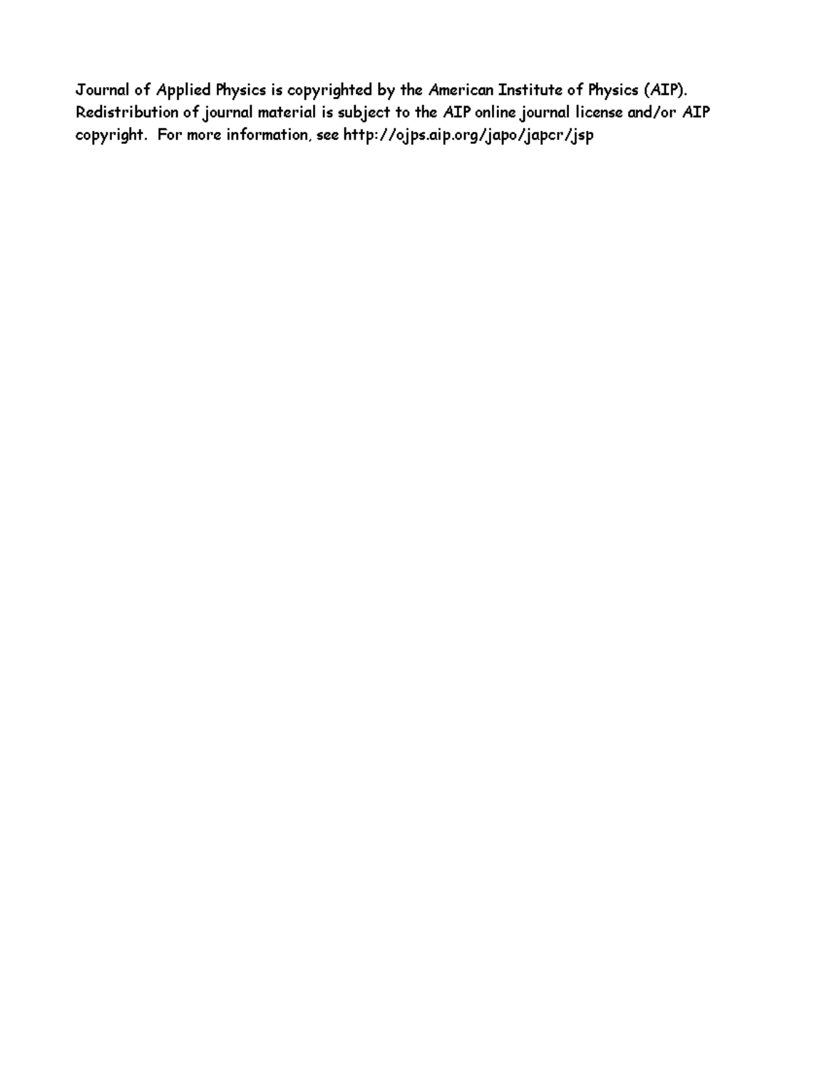Journal of Applied Physics is copyrighted by the American Institute of Physics (AIP). Redistribution of journal material is subject to the AIP online journal license and/or AIP copyright. For more information, see http://ojps.aip.org/japo/japcr/jsp